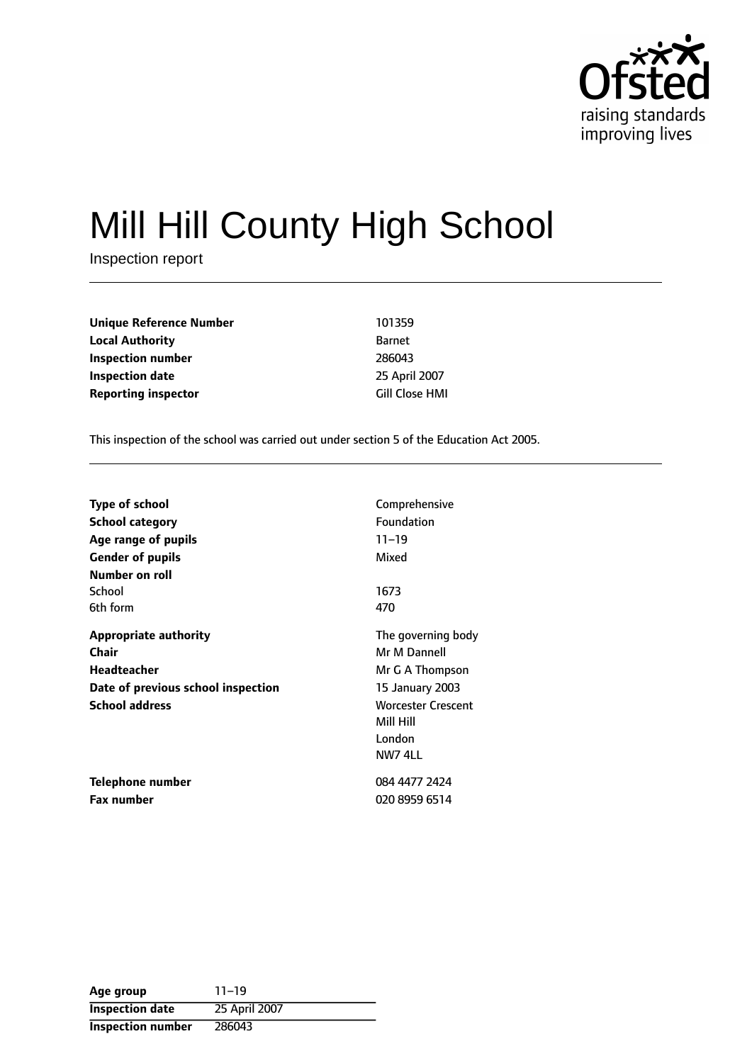# Mill Hill County High School

Inspection report

| | |
|---|---|
| **Unique Reference Number** | 101359 |
| **Local Authority** | Barnet |
| **Inspection number** | 286043 |
| **Inspection date** | 25 April 2007 |
| **Reporting inspector** | Gill Close HMI |

This inspection of the school was carried out under section 5 of the Education Act 2005.

| | |
|---|---|
| **Type of school** | Comprehensive |
| **School category** | Foundation |
| **Age range of pupils** | 11–19 |
| **Gender of pupils** | Mixed |
| **Number on roll** | |
| School | 1673 |
| 6th form | 470 |
| **Appropriate authority** | The governing body |
| **Chair** | Mr M Dannell |
| **Headteacher** | Mr G A Thompson |
| **Date of previous school inspection** | 15 January 2003 |
| **School address** | Worcester Crescent<br>Mill Hill<br>London<br>NW7 4LL |
| **Telephone number** | 084 4477 2424 |
| **Fax number** | 020 8959 6514 |

| | |
|---|---|
| **Age group** | 11–19 |
| **Inspection date** | 25 April 2007 |
| **Inspection number** | 286043 |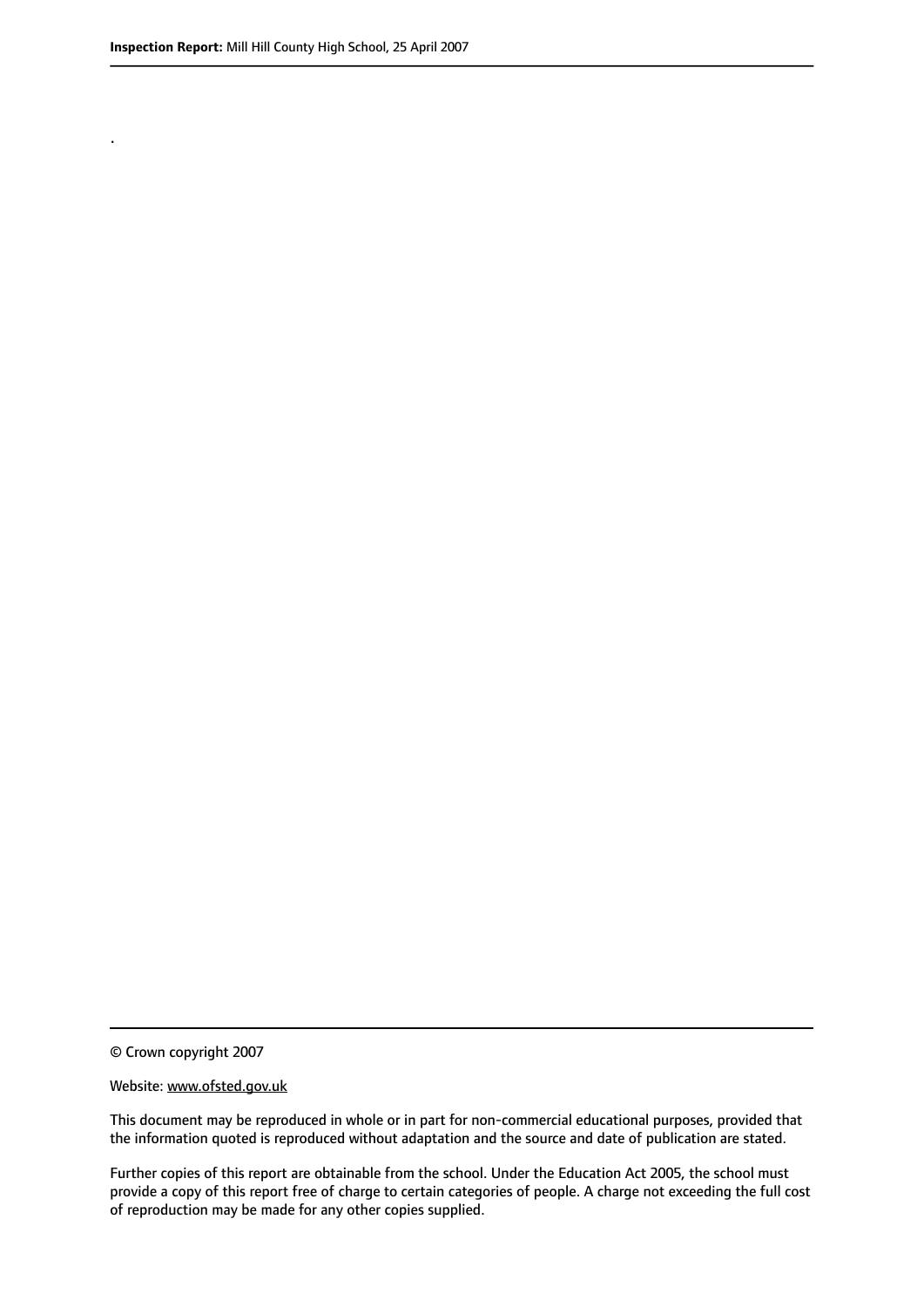.

© Crown copyright 2007

Website: www.ofsted.gov.uk

This document may be reproduced in whole or in part for non-commercial educational purposes, provided that the information quoted is reproduced without adaptation and the source and date of publication are stated.

Further copies of this report are obtainable from the school. Under the Education Act 2005, the school must provide a copy of this report free of charge to certain categories of people. A charge not exceeding the full cost of reproduction may be made for any other copies supplied.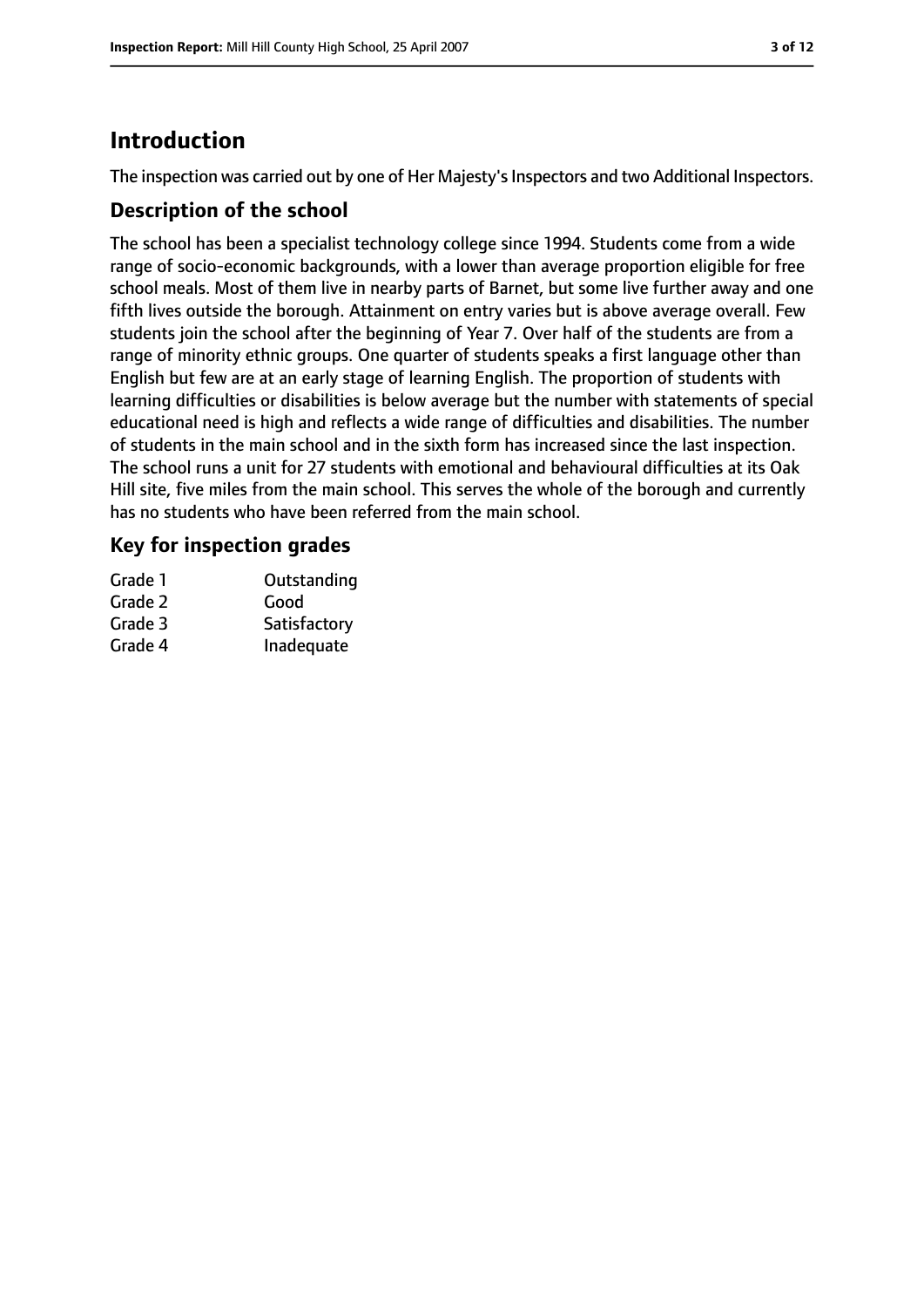# Introduction

The inspection was carried out by one of Her Majesty's Inspectors and two Additional Inspectors.

## Description of the school

The school has been a specialist technology college since 1994. Students come from a wide range of socio-economic backgrounds, with a lower than average proportion eligible for free school meals. Most of them live in nearby parts of Barnet, but some live further away and one fifth lives outside the borough. Attainment on entry varies but is above average overall. Few students join the school after the beginning of Year 7. Over half of the students are from a range of minority ethnic groups. One quarter of students speaks a first language other than English but few are at an early stage of learning English. The proportion of students with learning difficulties or disabilities is below average but the number with statements of special educational need is high and reflects a wide range of difficulties and disabilities. The number of students in the main school and in the sixth form has increased since the last inspection. The school runs a unit for 27 students with emotional and behavioural difficulties at its Oak Hill site, five miles from the main school. This serves the whole of the borough and currently has no students who have been referred from the main school.

## Key for inspection grades

| | |
|---|---|
| Grade 1 | Outstanding |
| Grade 2 | Good |
| Grade 3 | Satisfactory |
| Grade 4 | Inadequate |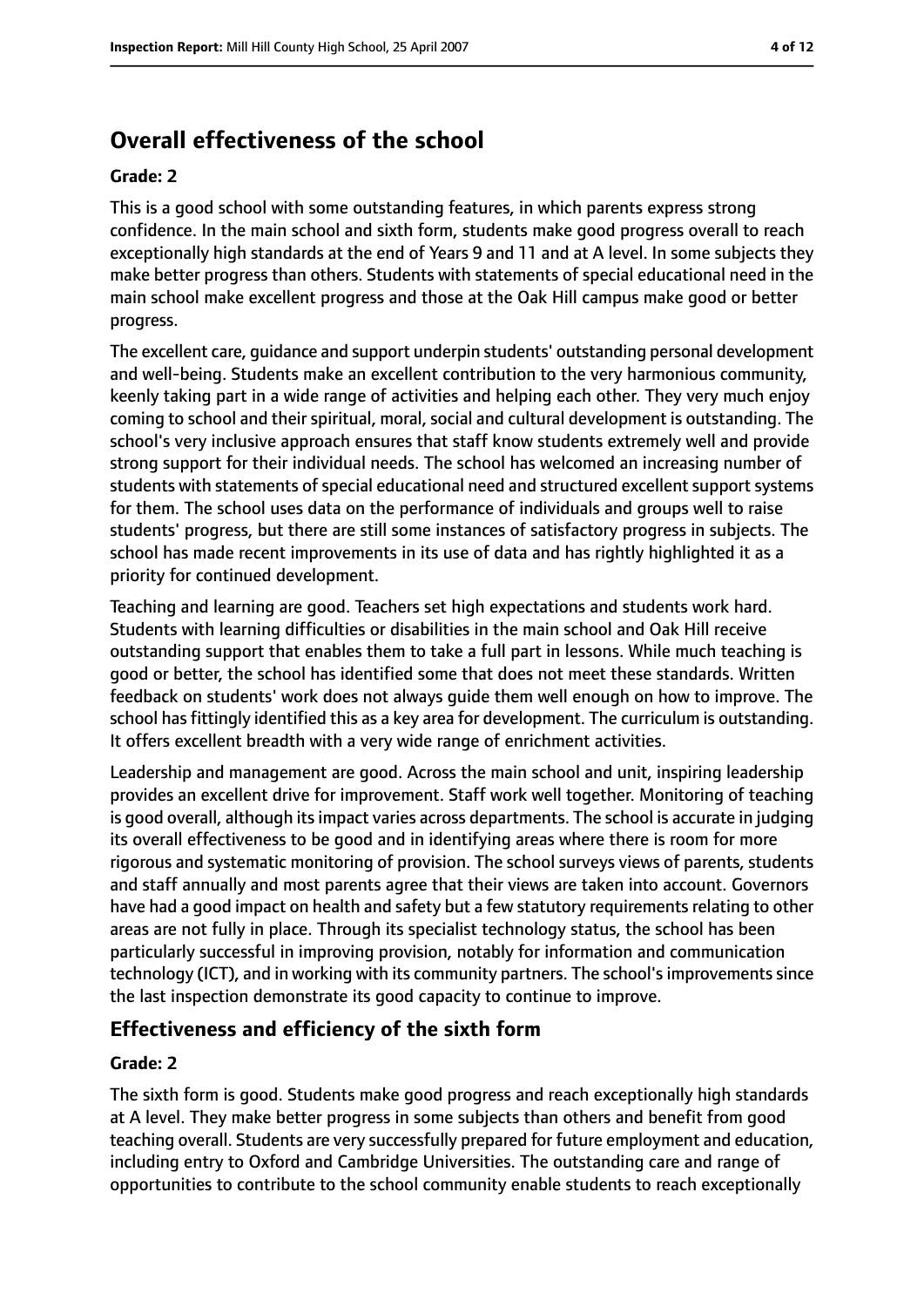# Overall effectiveness of the school

#### Grade: 2

This is a good school with some outstanding features, in which parents express strong confidence. In the main school and sixth form, students make good progress overall to reach exceptionally high standards at the end of Years 9 and 11 and at A level. In some subjects they make better progress than others. Students with statements of special educational need in the main school make excellent progress and those at the Oak Hill campus make good or better progress.

The excellent care, guidance and support underpin students' outstanding personal development and well-being. Students make an excellent contribution to the very harmonious community, keenly taking part in a wide range of activities and helping each other. They very much enjoy coming to school and their spiritual, moral, social and cultural development is outstanding. The school's very inclusive approach ensures that staff know students extremely well and provide strong support for their individual needs. The school has welcomed an increasing number of students with statements of special educational need and structured excellent support systems for them. The school uses data on the performance of individuals and groups well to raise students' progress, but there are still some instances of satisfactory progress in subjects. The school has made recent improvements in its use of data and has rightly highlighted it as a priority for continued development.

Teaching and learning are good. Teachers set high expectations and students work hard. Students with learning difficulties or disabilities in the main school and Oak Hill receive outstanding support that enables them to take a full part in lessons. While much teaching is good or better, the school has identified some that does not meet these standards. Written feedback on students' work does not always guide them well enough on how to improve. The school has fittingly identified this as a key area for development. The curriculum is outstanding. It offers excellent breadth with a very wide range of enrichment activities.

Leadership and management are good. Across the main school and unit, inspiring leadership provides an excellent drive for improvement. Staff work well together. Monitoring of teaching is good overall, although its impact varies across departments. The school is accurate in judging its overall effectiveness to be good and in identifying areas where there is room for more rigorous and systematic monitoring of provision. The school surveys views of parents, students and staff annually and most parents agree that their views are taken into account. Governors have had a good impact on health and safety but a few statutory requirements relating to other areas are not fully in place. Through its specialist technology status, the school has been particularly successful in improving provision, notably for information and communication technology (ICT), and in working with its community partners. The school's improvements since the last inspection demonstrate its good capacity to continue to improve.

## Effectiveness and efficiency of the sixth form

#### Grade: 2

The sixth form is good. Students make good progress and reach exceptionally high standards at A level. They make better progress in some subjects than others and benefit from good teaching overall. Students are very successfully prepared for future employment and education, including entry to Oxford and Cambridge Universities. The outstanding care and range of opportunities to contribute to the school community enable students to reach exceptionally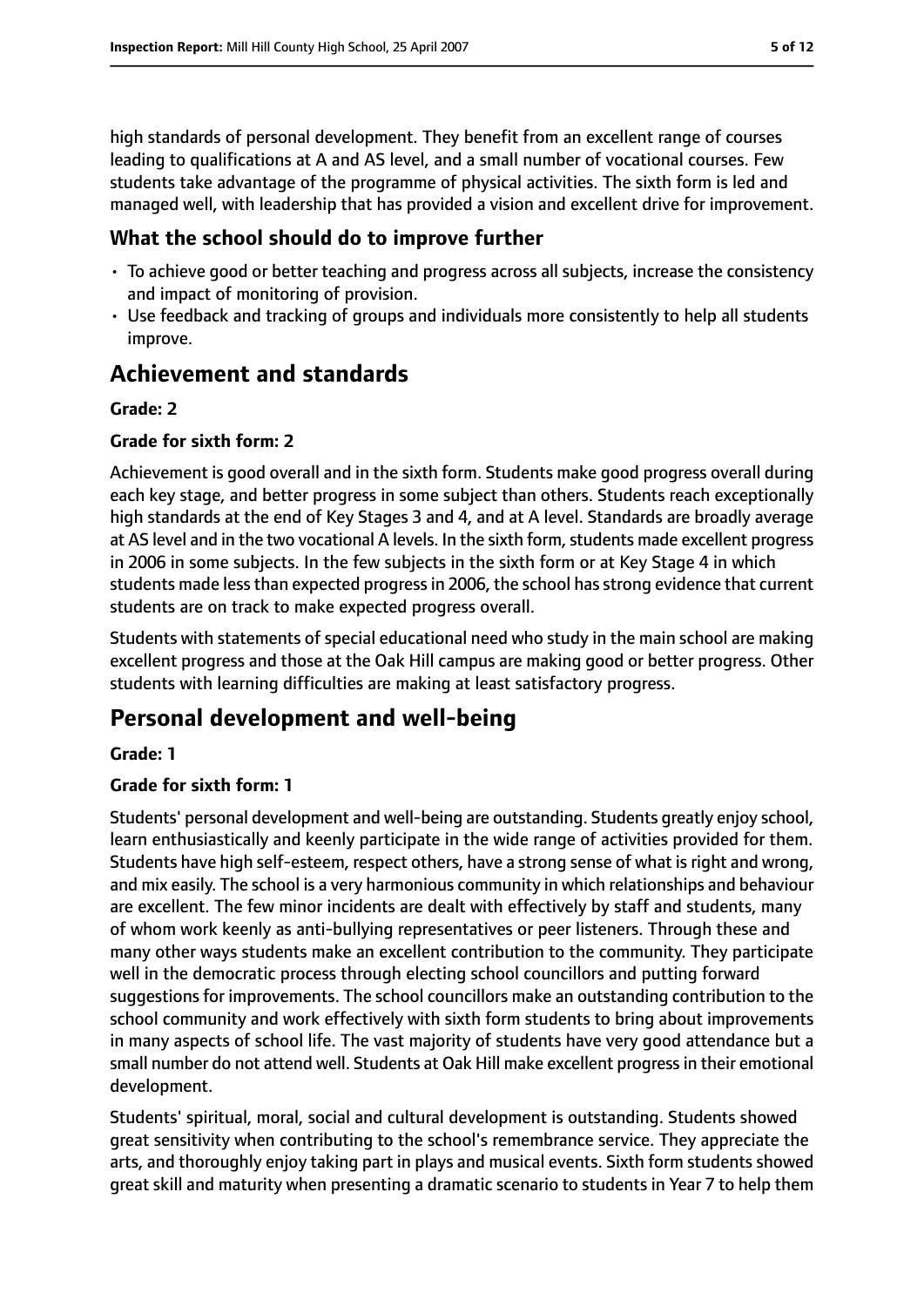high standards of personal development. They benefit from an excellent range of courses leading to qualifications at A and AS level, and a small number of vocational courses. Few students take advantage of the programme of physical activities. The sixth form is led and managed well, with leadership that has provided a vision and excellent drive for improvement.

### What the school should do to improve further

- To achieve good or better teaching and progress across all subjects, increase the consistency and impact of monitoring of provision.
- Use feedback and tracking of groups and individuals more consistently to help all students improve.

## Achievement and standards

#### Grade: 2

#### Grade for sixth form: 2

Achievement is good overall and in the sixth form. Students make good progress overall during each key stage, and better progress in some subject than others. Students reach exceptionally high standards at the end of Key Stages 3 and 4, and at A level. Standards are broadly average at AS level and in the two vocational A levels. In the sixth form, students made excellent progress in 2006 in some subjects. In the few subjects in the sixth form or at Key Stage 4 in which students made less than expected progress in 2006, the school has strong evidence that current students are on track to make expected progress overall.

Students with statements of special educational need who study in the main school are making excellent progress and those at the Oak Hill campus are making good or better progress. Other students with learning difficulties are making at least satisfactory progress.

## Personal development and well-being

#### Grade: 1

#### Grade for sixth form: 1

Students' personal development and well-being are outstanding. Students greatly enjoy school, learn enthusiastically and keenly participate in the wide range of activities provided for them. Students have high self-esteem, respect others, have a strong sense of what is right and wrong, and mix easily. The school is a very harmonious community in which relationships and behaviour are excellent. The few minor incidents are dealt with effectively by staff and students, many of whom work keenly as anti-bullying representatives or peer listeners. Through these and many other ways students make an excellent contribution to the community. They participate well in the democratic process through electing school councillors and putting forward suggestions for improvements. The school councillors make an outstanding contribution to the school community and work effectively with sixth form students to bring about improvements in many aspects of school life. The vast majority of students have very good attendance but a small number do not attend well. Students at Oak Hill make excellent progress in their emotional development.

Students' spiritual, moral, social and cultural development is outstanding. Students showed great sensitivity when contributing to the school's remembrance service. They appreciate the arts, and thoroughly enjoy taking part in plays and musical events. Sixth form students showed great skill and maturity when presenting a dramatic scenario to students in Year 7 to help them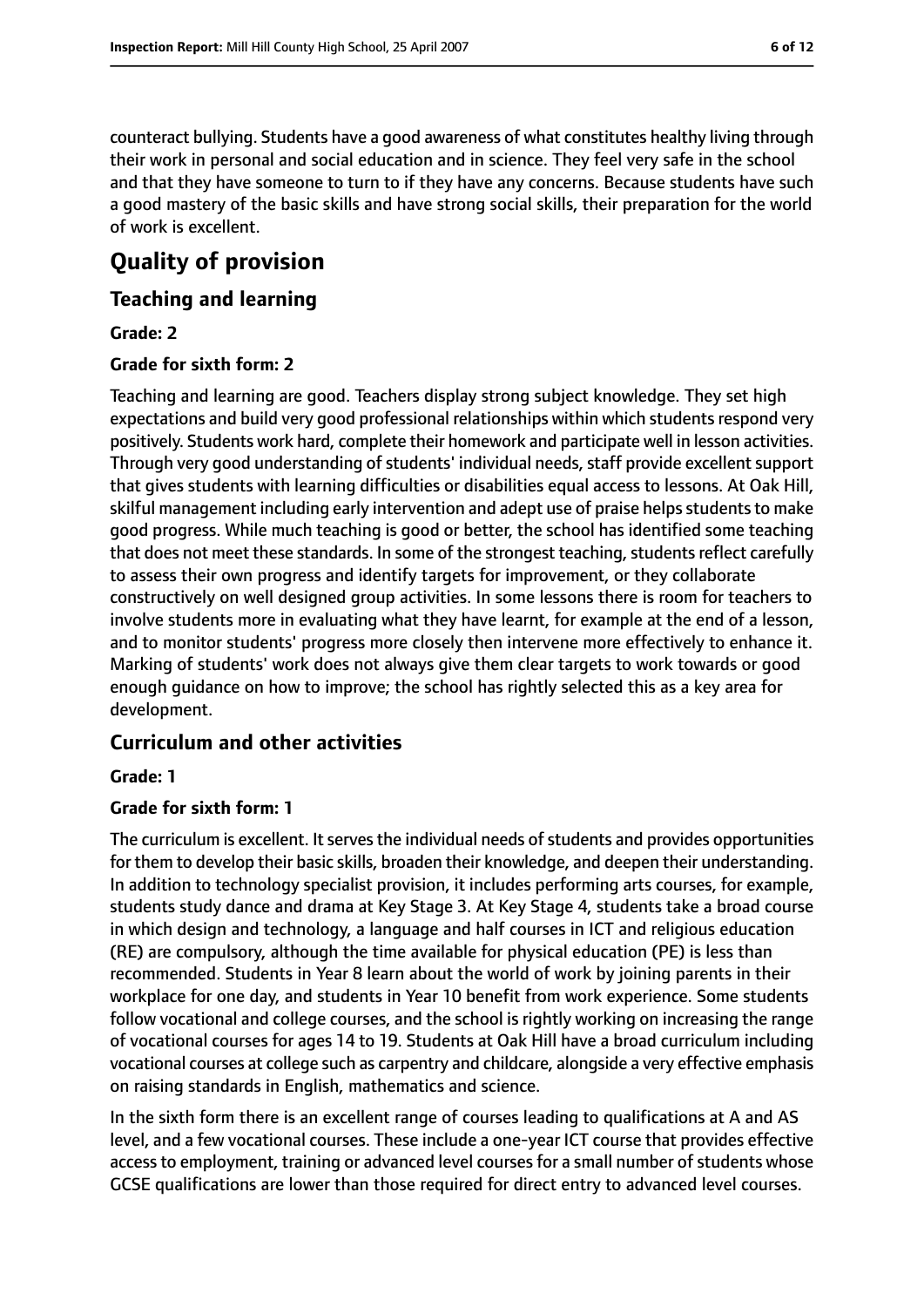counteract bullying. Students have a good awareness of what constitutes healthy living through their work in personal and social education and in science. They feel very safe in the school and that they have someone to turn to if they have any concerns. Because students have such a good mastery of the basic skills and have strong social skills, their preparation for the world of work is excellent.

# Quality of provision

## Teaching and learning

**Grade: 2**

**Grade for sixth form: 2**

Teaching and learning are good. Teachers display strong subject knowledge. They set high expectations and build very good professional relationships within which students respond very positively. Students work hard, complete their homework and participate well in lesson activities. Through very good understanding of students' individual needs, staff provide excellent support that gives students with learning difficulties or disabilities equal access to lessons. At Oak Hill, skilful management including early intervention and adept use of praise helps students to make good progress. While much teaching is good or better, the school has identified some teaching that does not meet these standards. In some of the strongest teaching, students reflect carefully to assess their own progress and identify targets for improvement, or they collaborate constructively on well designed group activities. In some lessons there is room for teachers to involve students more in evaluating what they have learnt, for example at the end of a lesson, and to monitor students' progress more closely then intervene more effectively to enhance it. Marking of students' work does not always give them clear targets to work towards or good enough guidance on how to improve; the school has rightly selected this as a key area for development.

## Curriculum and other activities

**Grade: 1**

**Grade for sixth form: 1**

The curriculum is excellent. It serves the individual needs of students and provides opportunities for them to develop their basic skills, broaden their knowledge, and deepen their understanding. In addition to technology specialist provision, it includes performing arts courses, for example, students study dance and drama at Key Stage 3. At Key Stage 4, students take a broad course in which design and technology, a language and half courses in ICT and religious education (RE) are compulsory, although the time available for physical education (PE) is less than recommended. Students in Year 8 learn about the world of work by joining parents in their workplace for one day, and students in Year 10 benefit from work experience. Some students follow vocational and college courses, and the school is rightly working on increasing the range of vocational courses for ages 14 to 19. Students at Oak Hill have a broad curriculum including vocational courses at college such as carpentry and childcare, alongside a very effective emphasis on raising standards in English, mathematics and science.

In the sixth form there is an excellent range of courses leading to qualifications at A and AS level, and a few vocational courses. These include a one-year ICT course that provides effective access to employment, training or advanced level courses for a small number of students whose GCSE qualifications are lower than those required for direct entry to advanced level courses.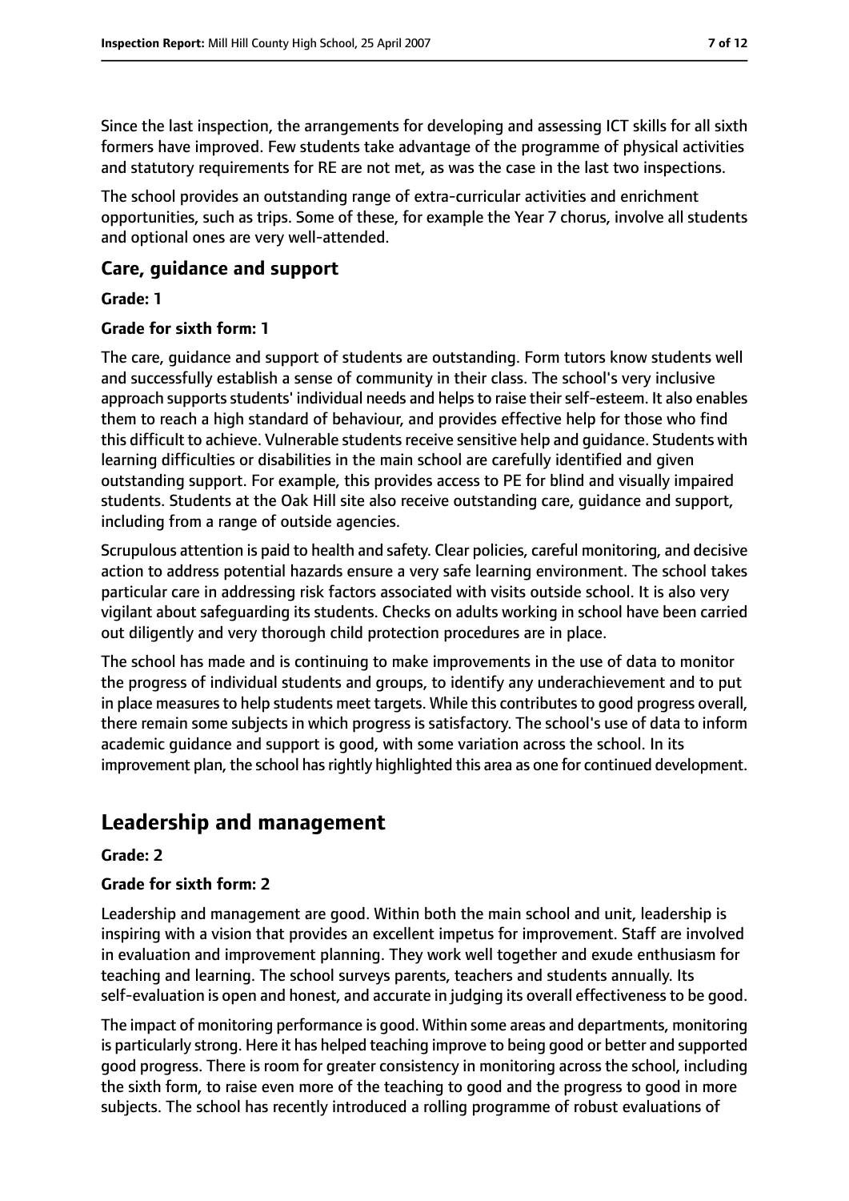Since the last inspection, the arrangements for developing and assessing ICT skills for all sixth formers have improved. Few students take advantage of the programme of physical activities and statutory requirements for RE are not met, as was the case in the last two inspections.

The school provides an outstanding range of extra-curricular activities and enrichment opportunities, such as trips. Some of these, for example the Year 7 chorus, involve all students and optional ones are very well-attended.

### Care, guidance and support

**Grade: 1**

**Grade for sixth form: 1**

The care, guidance and support of students are outstanding. Form tutors know students well and successfully establish a sense of community in their class. The school's very inclusive approach supports students' individual needs and helps to raise their self-esteem. It also enables them to reach a high standard of behaviour, and provides effective help for those who find this difficult to achieve. Vulnerable students receive sensitive help and guidance. Students with learning difficulties or disabilities in the main school are carefully identified and given outstanding support. For example, this provides access to PE for blind and visually impaired students. Students at the Oak Hill site also receive outstanding care, guidance and support, including from a range of outside agencies.

Scrupulous attention is paid to health and safety. Clear policies, careful monitoring, and decisive action to address potential hazards ensure a very safe learning environment. The school takes particular care in addressing risk factors associated with visits outside school. It is also very vigilant about safeguarding its students. Checks on adults working in school have been carried out diligently and very thorough child protection procedures are in place.

The school has made and is continuing to make improvements in the use of data to monitor the progress of individual students and groups, to identify any underachievement and to put in place measures to help students meet targets. While this contributes to good progress overall, there remain some subjects in which progress is satisfactory. The school's use of data to inform academic guidance and support is good, with some variation across the school. In its improvement plan, the school has rightly highlighted this area as one for continued development.

## Leadership and management

**Grade: 2**

**Grade for sixth form: 2**

Leadership and management are good. Within both the main school and unit, leadership is inspiring with a vision that provides an excellent impetus for improvement. Staff are involved in evaluation and improvement planning. They work well together and exude enthusiasm for teaching and learning. The school surveys parents, teachers and students annually. Its self-evaluation is open and honest, and accurate in judging its overall effectiveness to be good.

The impact of monitoring performance is good. Within some areas and departments, monitoring is particularly strong. Here it has helped teaching improve to being good or better and supported good progress. There is room for greater consistency in monitoring across the school, including the sixth form, to raise even more of the teaching to good and the progress to good in more subjects. The school has recently introduced a rolling programme of robust evaluations of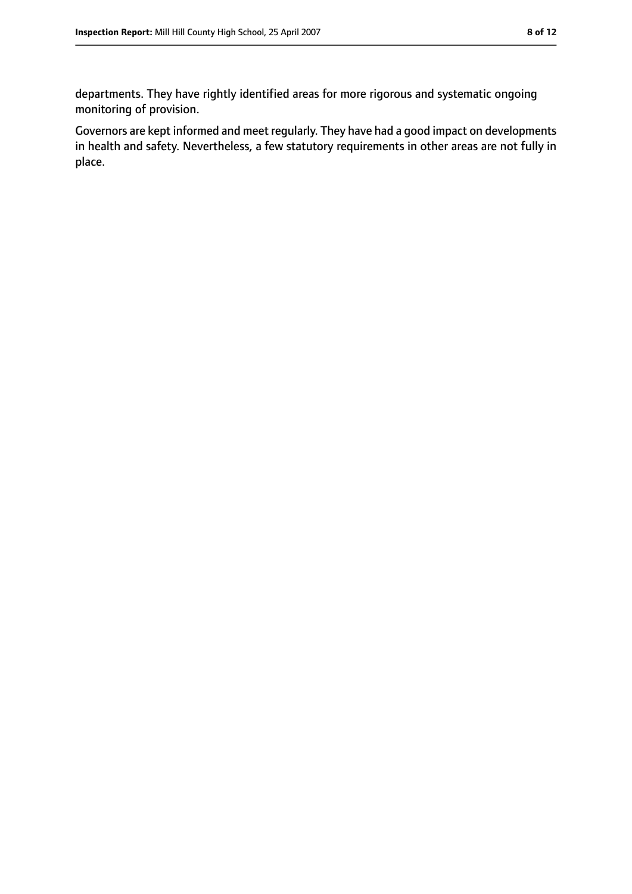departments. They have rightly identified areas for more rigorous and systematic ongoing monitoring of provision.

Governors are kept informed and meet regularly. They have had a good impact on developments in health and safety. Nevertheless, a few statutory requirements in other areas are not fully in place.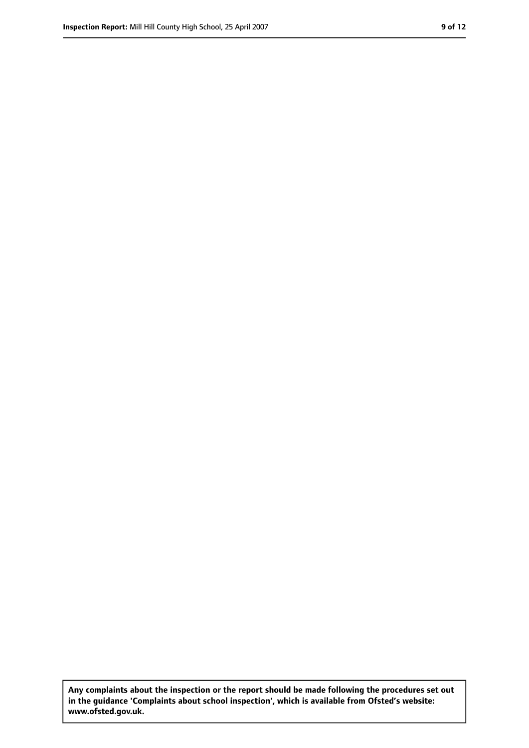**Any complaints about the inspection or the report should be made following the procedures set out in the guidance 'Complaints about school inspection', which is available from Ofsted's website: www.ofsted.gov.uk.**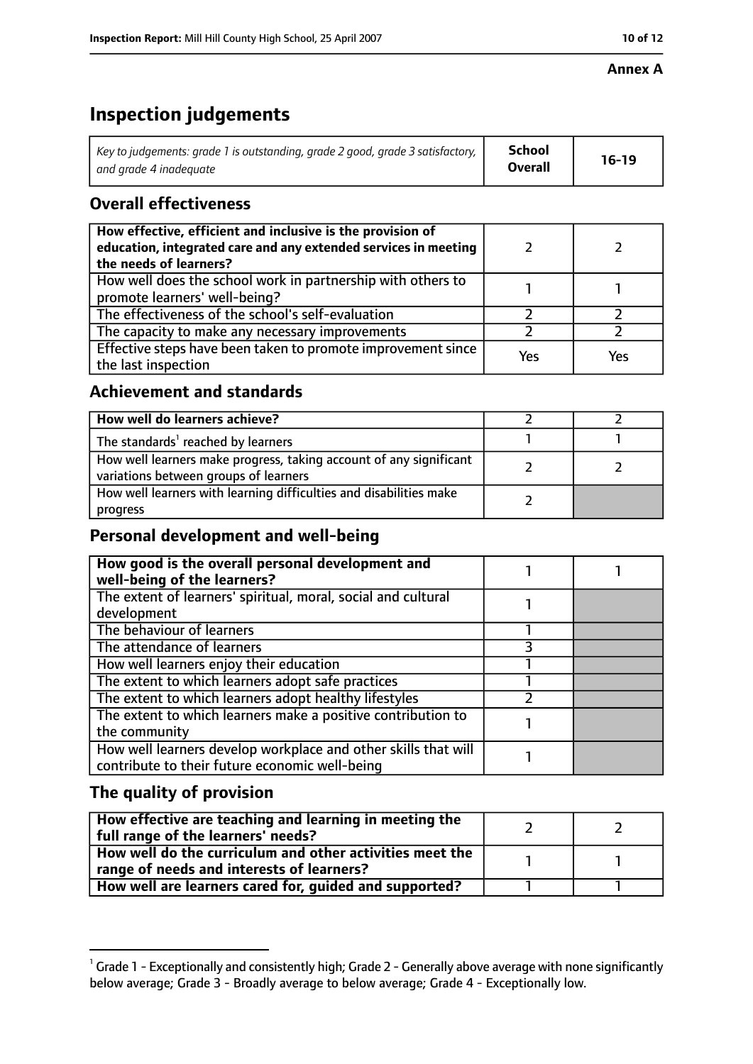**Annex A**

# Inspection judgements

| Key to judgements: grade 1 is outstanding, grade 2 good, grade 3 satisfactory, and grade 4 inadequate | School Overall | 16-19 |
|---|---|---|

## Overall effectiveness

| | | |
|---|---|---|
| **How effective, efficient and inclusive is the provision of education, integrated care and any extended services in meeting the needs of learners?** | 2 | 2 |
| How well does the school work in partnership with others to promote learners' well-being? | 1 | 1 |
| The effectiveness of the school's self-evaluation | 2 | 2 |
| The capacity to make any necessary improvements | 2 | 2 |
| Effective steps have been taken to promote improvement since the last inspection | Yes | Yes |

## Achievement and standards

| | | |
|---|---|---|
| **How well do learners achieve?** | 2 | 2 |
| The standards[1] reached by learners | 1 | 1 |
| How well learners make progress, taking account of any significant variations between groups of learners | 2 | 2 |
| How well learners with learning difficulties and disabilities make progress | 2 | |

## Personal development and well-being

| | | |
|---|---|---|
| **How good is the overall personal development and well-being of the learners?** | 1 | 1 |
| The extent of learners' spiritual, moral, social and cultural development | 1 | |
| The behaviour of learners | 1 | |
| The attendance of learners | 3 | |
| How well learners enjoy their education | 1 | |
| The extent to which learners adopt safe practices | 1 | |
| The extent to which learners adopt healthy lifestyles | 2 | |
| The extent to which learners make a positive contribution to the community | 1 | |
| How well learners develop workplace and other skills that will contribute to their future economic well-being | 1 | |

## The quality of provision

| | | |
|---|---|---|
| **How effective are teaching and learning in meeting the full range of the learners' needs?** | 2 | 2 |
| **How well do the curriculum and other activities meet the range of needs and interests of learners?** | 1 | 1 |
| **How well are learners cared for, guided and supported?** | 1 | 1 |

[1] Grade 1 - Exceptionally and consistently high; Grade 2 - Generally above average with none significantly below average; Grade 3 - Broadly average to below average; Grade 4 - Exceptionally low.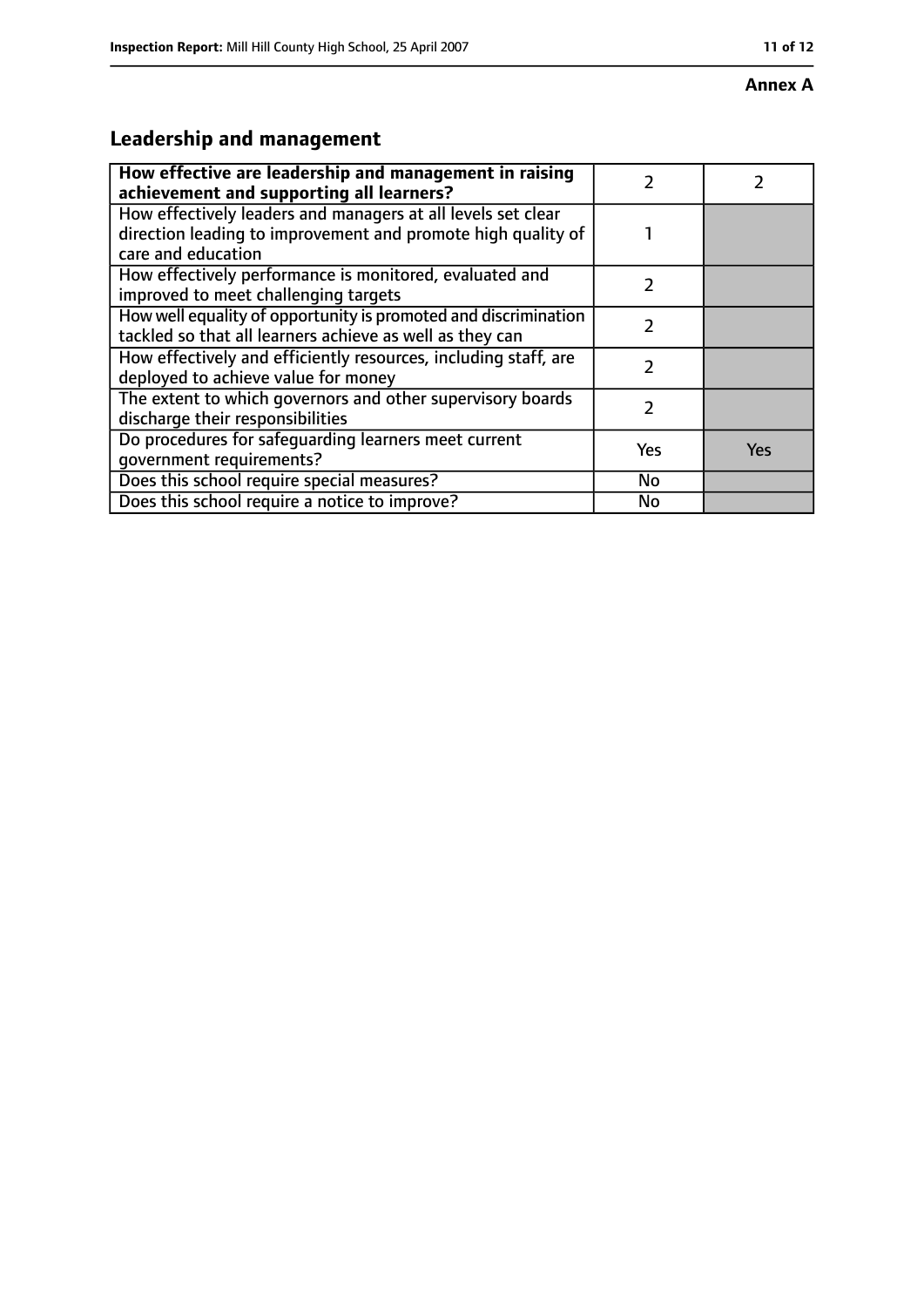**Annex A**

## Leadership and management

| **How effective are leadership and management in raising achievement and supporting all learners?** | 2 | 2 |
|---|---|---|
| How effectively leaders and managers at all levels set clear direction leading to improvement and promote high quality of care and education | 1 | |
| How effectively performance is monitored, evaluated and improved to meet challenging targets | 2 | |
| How well equality of opportunity is promoted and discrimination tackled so that all learners achieve as well as they can | 2 | |
| How effectively and efficiently resources, including staff, are deployed to achieve value for money | 2 | |
| The extent to which governors and other supervisory boards discharge their responsibilities | 2 | |
| Do procedures for safeguarding learners meet current government requirements? | Yes | Yes |
| Does this school require special measures? | No | |
| Does this school require a notice to improve? | No | |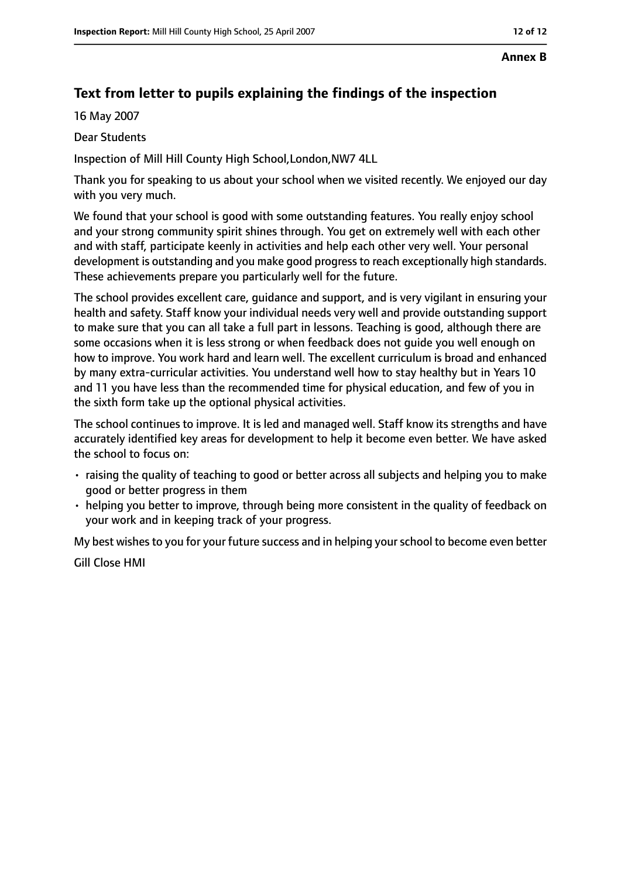**Annex B**

## Text from letter to pupils explaining the findings of the inspection

16 May 2007

Dear Students

Inspection of Mill Hill County High School,London,NW7 4LL

Thank you for speaking to us about your school when we visited recently. We enjoyed our day with you very much.

We found that your school is good with some outstanding features. You really enjoy school and your strong community spirit shines through. You get on extremely well with each other and with staff, participate keenly in activities and help each other very well. Your personal development is outstanding and you make good progress to reach exceptionally high standards. These achievements prepare you particularly well for the future.

The school provides excellent care, guidance and support, and is very vigilant in ensuring your health and safety. Staff know your individual needs very well and provide outstanding support to make sure that you can all take a full part in lessons. Teaching is good, although there are some occasions when it is less strong or when feedback does not guide you well enough on how to improve. You work hard and learn well. The excellent curriculum is broad and enhanced by many extra-curricular activities. You understand well how to stay healthy but in Years 10 and 11 you have less than the recommended time for physical education, and few of you in the sixth form take up the optional physical activities.

The school continues to improve. It is led and managed well. Staff know its strengths and have accurately identified key areas for development to help it become even better. We have asked the school to focus on:

- raising the quality of teaching to good or better across all subjects and helping you to make good or better progress in them
- helping you better to improve, through being more consistent in the quality of feedback on your work and in keeping track of your progress.

My best wishes to you for your future success and in helping your school to become even better

Gill Close HMI